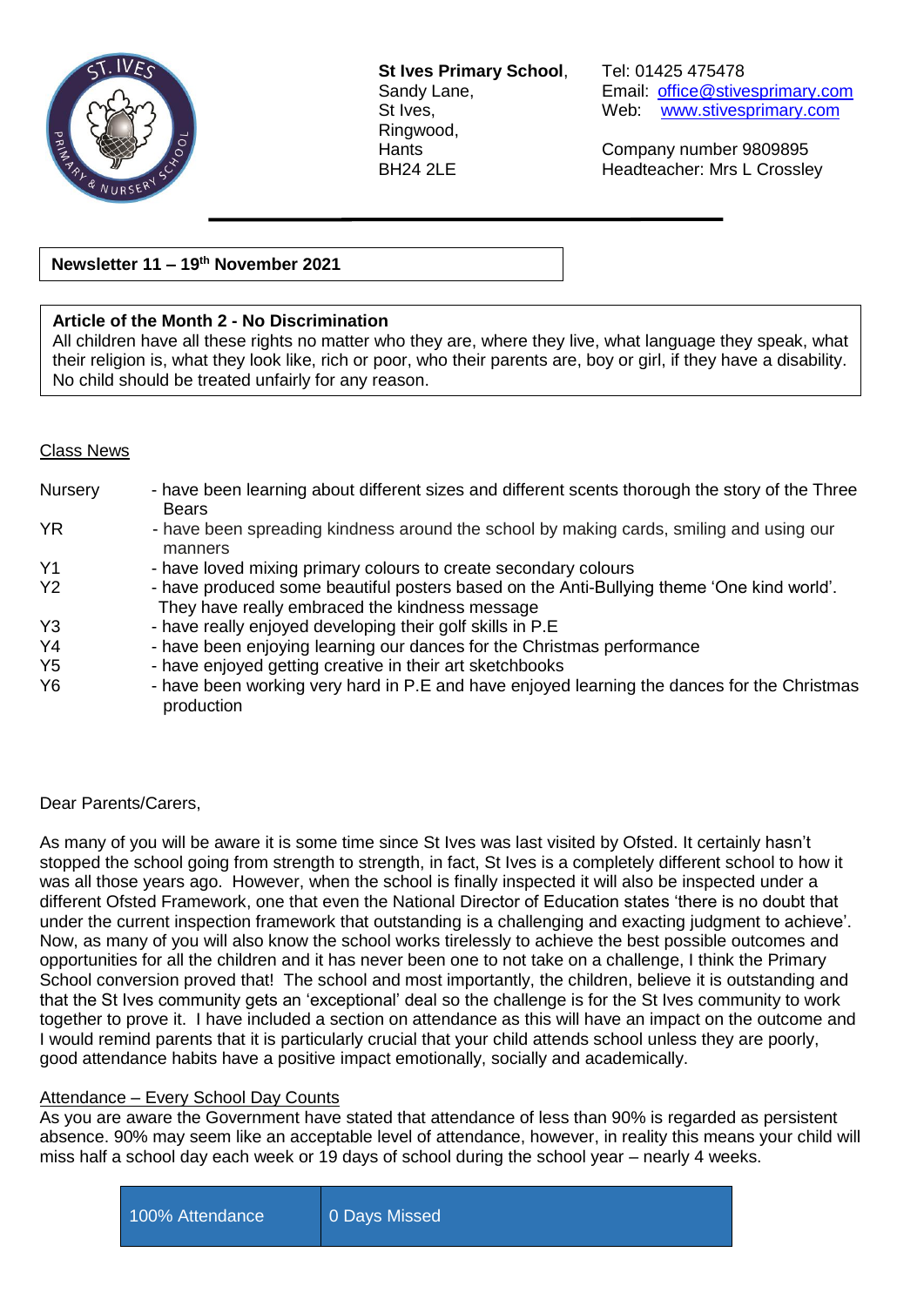**St Ives Primary School**,
Sandy Lane,
St Ives,
Ringwood,
Hants
BH24 2LE

Tel: 01425 475478
Email: office@stivesprimary.com
Web: www.stivesprimary.com

Company number 9809895
Headteacher: Mrs L Crossley

**Newsletter 11 – 19th November 2021**

**Article of the Month 2 - No Discrimination**
All children have all these rights no matter who they are, where they live, what language they speak, what their religion is, what they look like, rich or poor, who their parents are, boy or girl, if they have a disability. No child should be treated unfairly for any reason.

## Class News

| | |
|---|---|
| Nursery | - have been learning about different sizes and different scents thorough the story of the Three Bears |
| YR | - have been spreading kindness around the school by making cards, smiling and using our manners |
| Y1 | - have loved mixing primary colours to create secondary colours |
| Y2 | - have produced some beautiful posters based on the Anti-Bullying theme 'One kind world'. They have really embraced the kindness message |
| Y3 | - have really enjoyed developing their golf skills in P.E |
| Y4 | - have been enjoying learning our dances for the Christmas performance |
| Y5 | - have enjoyed getting creative in their art sketchbooks |
| Y6 | - have been working very hard in P.E and have enjoyed learning the dances for the Christmas production |

Dear Parents/Carers,

As many of you will be aware it is some time since St Ives was last visited by Ofsted. It certainly hasn't stopped the school going from strength to strength, in fact, St Ives is a completely different school to how it was all those years ago. However, when the school is finally inspected it will also be inspected under a different Ofsted Framework, one that even the National Director of Education states 'there is no doubt that under the current inspection framework that outstanding is a challenging and exacting judgment to achieve'. Now, as many of you will also know the school works tirelessly to achieve the best possible outcomes and opportunities for all the children and it has never been one to not take on a challenge, I think the Primary School conversion proved that! The school and most importantly, the children, believe it is outstanding and that the St Ives community gets an 'exceptional' deal so the challenge is for the St Ives community to work together to prove it. I have included a section on attendance as this will have an impact on the outcome and I would remind parents that it is particularly crucial that your child attends school unless they are poorly, good attendance habits have a positive impact emotionally, socially and academically.

## Attendance – Every School Day Counts

As you are aware the Government have stated that attendance of less than 90% is regarded as persistent absence. 90% may seem like an acceptable level of attendance, however, in reality this means your child will miss half a school day each week or 19 days of school during the school year – nearly 4 weeks.

| | |
|---|---|
| 100% Attendance | 0 Days Missed |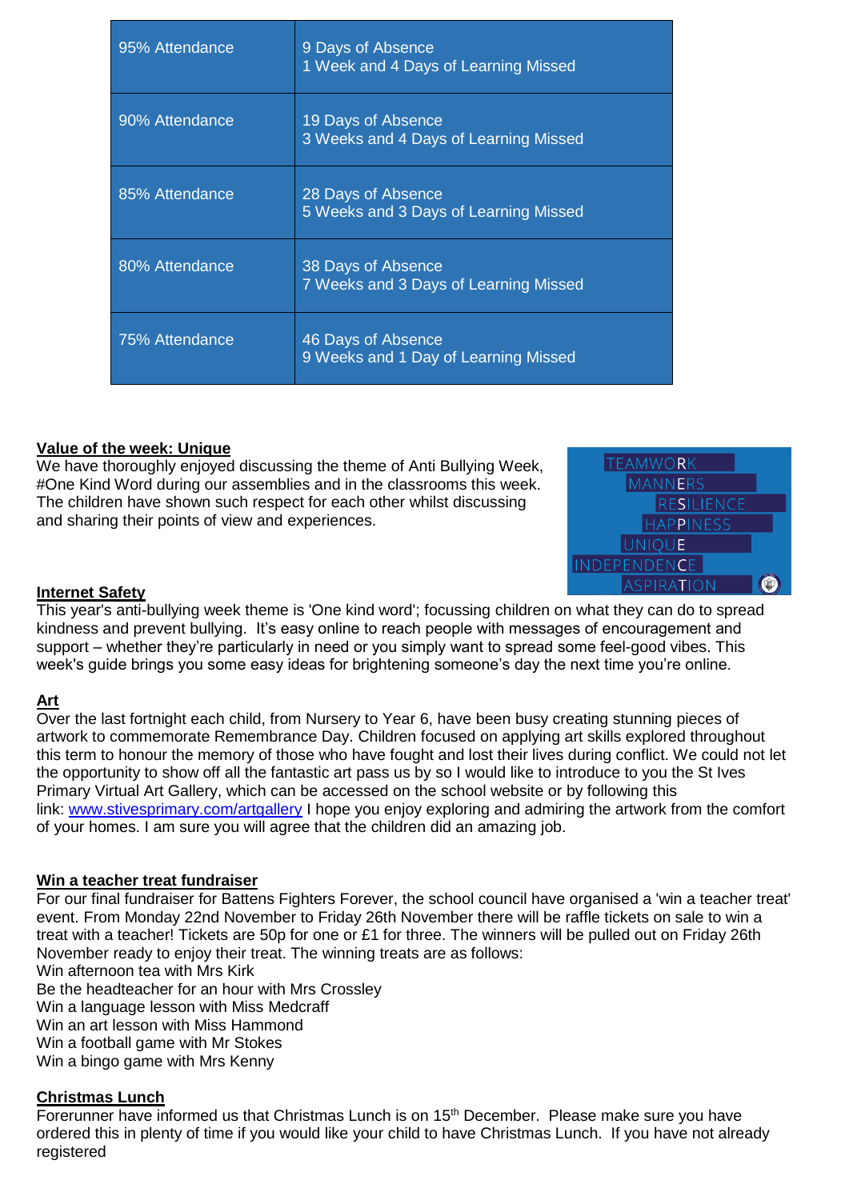| 95% Attendance | 9 Days of Absence<br>1 Week and 4 Days of Learning Missed |
|---|---|
| 90% Attendance | 19 Days of Absence<br>3 Weeks and 4 Days of Learning Missed |
| 85% Attendance | 28 Days of Absence<br>5 Weeks and 3 Days of Learning Missed |
| 80% Attendance | 38 Days of Absence<br>7 Weeks and 3 Days of Learning Missed |
| 75% Attendance | 46 Days of Absence<br>9 Weeks and 1 Day of Learning Missed |

**Value of the week: Unique**

We have thoroughly enjoyed discussing the theme of Anti Bullying Week, #One Kind Word during our assemblies and in the classrooms this week. The children have shown such respect for each other whilst discussing and sharing their points of view and experiences.

TEAMWORK
MANNERS
RESILIENCE
HAPPINESS
UNIQUE
INDEPENDENCE
ASPIRATION

**Internet Safety**

This year's anti-bullying week theme is 'One kind word'; focussing children on what they can do to spread kindness and prevent bullying. It's easy online to reach people with messages of encouragement and support – whether they're particularly in need or you simply want to spread some feel-good vibes. This week's guide brings you some easy ideas for brightening someone's day the next time you're online.

**Art**

Over the last fortnight each child, from Nursery to Year 6, have been busy creating stunning pieces of artwork to commemorate Remembrance Day. Children focused on applying art skills explored throughout this term to honour the memory of those who have fought and lost their lives during conflict. We could not let the opportunity to show off all the fantastic art pass us by so I would like to introduce to you the St Ives Primary Virtual Art Gallery, which can be accessed on the school website or by following this link: www.stivesprimary.com/artgallery I hope you enjoy exploring and admiring the artwork from the comfort of your homes. I am sure you will agree that the children did an amazing job.

**Win a teacher treat fundraiser**

For our final fundraiser for Battens Fighters Forever, the school council have organised a 'win a teacher treat' event. From Monday 22nd November to Friday 26th November there will be raffle tickets on sale to win a treat with a teacher! Tickets are 50p for one or £1 for three. The winners will be pulled out on Friday 26th November ready to enjoy their treat. The winning treats are as follows:
Win afternoon tea with Mrs Kirk
Be the headteacher for an hour with Mrs Crossley
Win a language lesson with Miss Medcraff
Win an art lesson with Miss Hammond
Win a football game with Mr Stokes
Win a bingo game with Mrs Kenny

**Christmas Lunch**

Forerunner have informed us that Christmas Lunch is on 15th December. Please make sure you have ordered this in plenty of time if you would like your child to have Christmas Lunch. If you have not already registered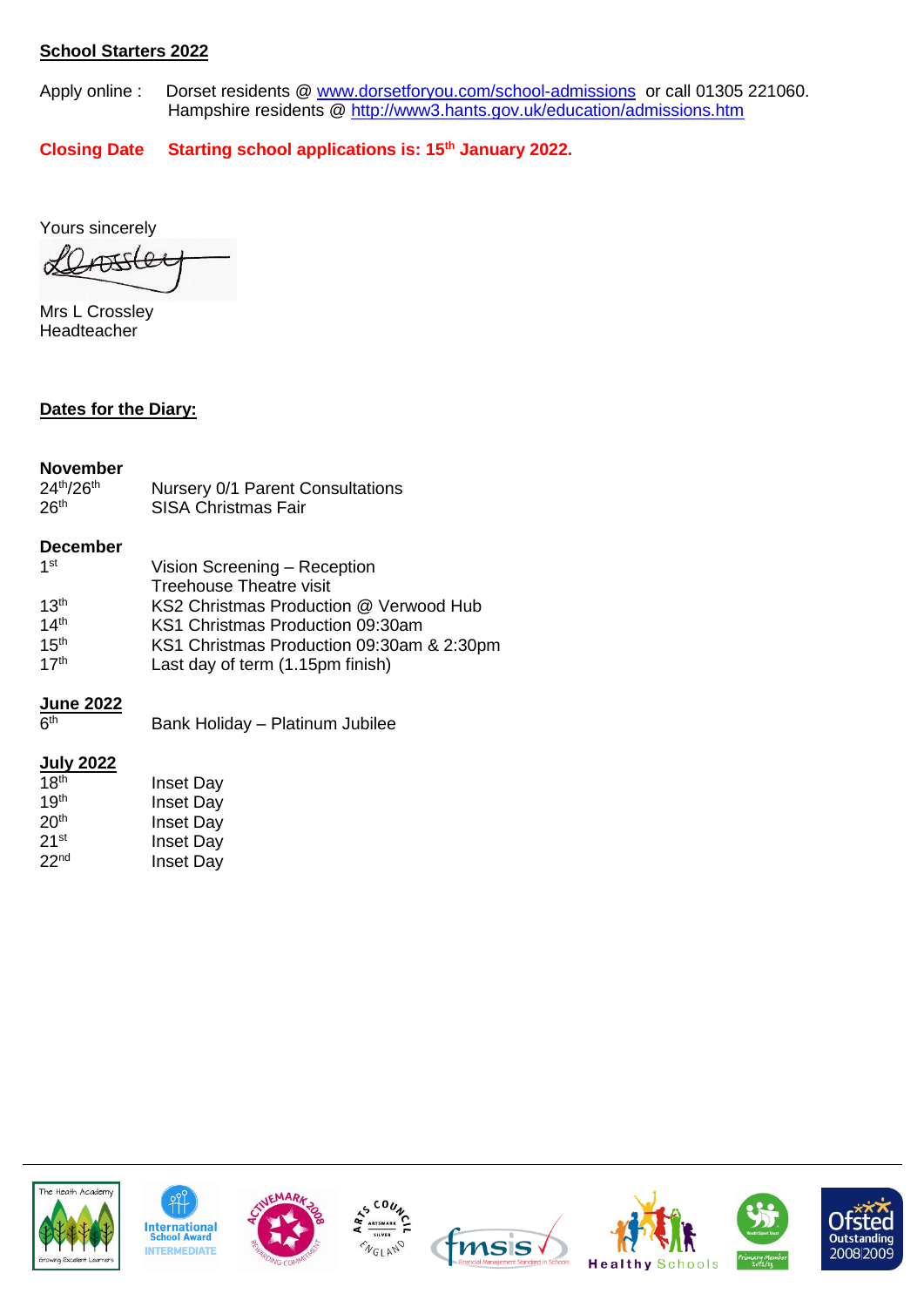**School Starters 2022**

Apply online : Dorset residents @ [www.dorsetforyou.com/school-admissions](http://www.dorsetforyou.com/school-admissions) or call 01305 221060.
Hampshire residents @ [http://www3.hants.gov.uk/education/admissions.htm](http://www3.hants.gov.uk/education/admissions.htm)

**Closing Date Starting school applications is: 15th January 2022.**

Yours sincerely

Mrs L Crossley
Headteacher

**Dates for the Diary:**

**November**

| | |
|---|---|
| 24th/26th | Nursery 0/1 Parent Consultations |
| 26th | SISA Christmas Fair |

**December**

| | |
|---|---|
| 1st | Vision Screening – Reception |
| | Treehouse Theatre visit |
| 13th | KS2 Christmas Production @ Verwood Hub |
| 14th | KS1 Christmas Production 09:30am |
| 15th | KS1 Christmas Production 09:30am & 2:30pm |
| 17th | Last day of term (1.15pm finish) |

**June 2022**

| | |
|---|---|
| 6th | Bank Holiday – Platinum Jubilee |

**July 2022**

| | |
|---|---|
| 18th | Inset Day |
| 19th | Inset Day |
| 20th | Inset Day |
| 21st | Inset Day |
| 22nd | Inset Day |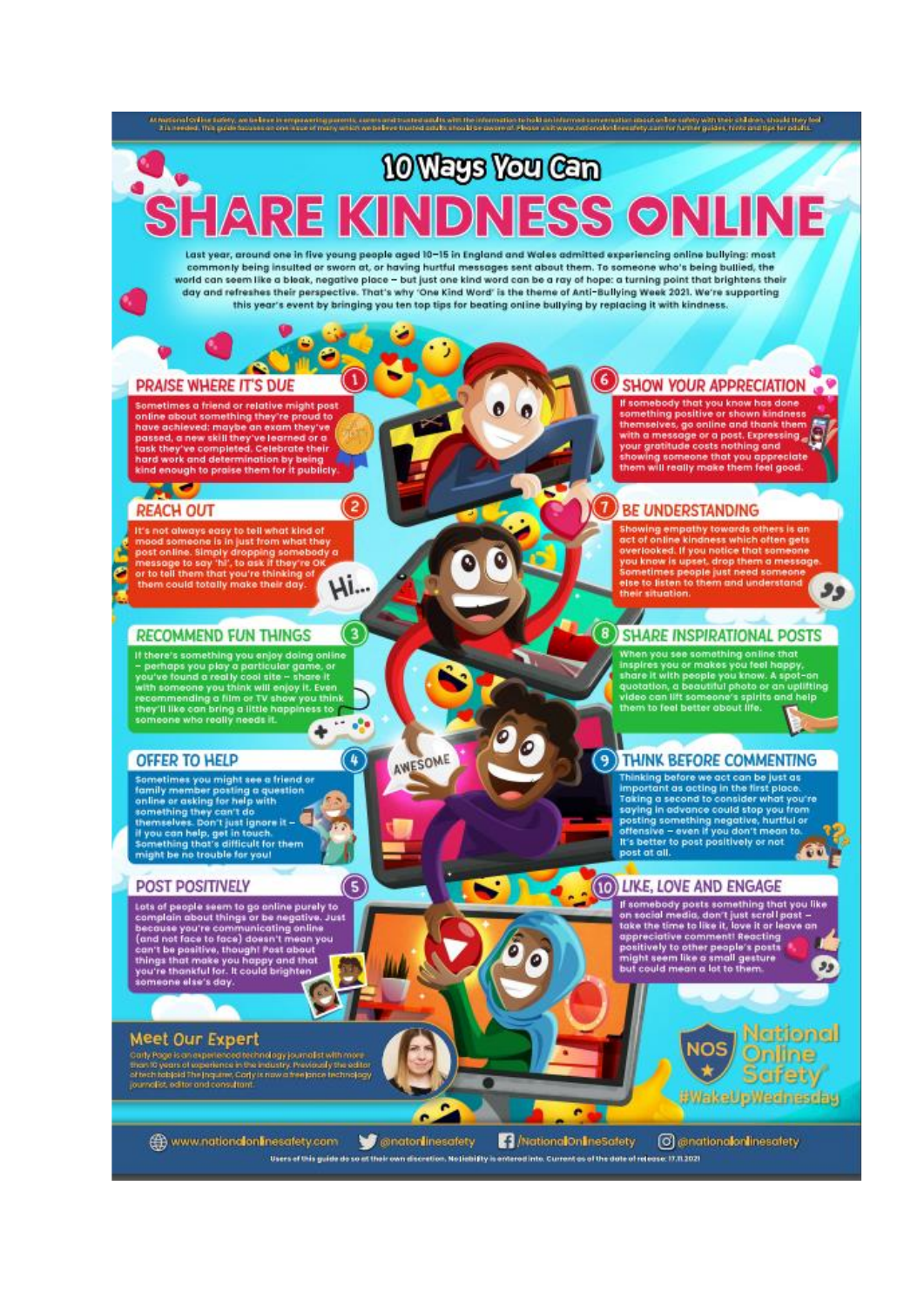At National Online Safety, we believe in empowering parents, carers and trusted adults with the information to hold an informed conversation about online safety with their children, should they feel it is needed. This guide focuses on one issue of many which we believe trusted adults should be aware of. Please visit www.nationalonlinesafety.com for further guides, hints and tips for adults.

# 10 Ways You Can SHARE KINDNESS ONLINE

Last year, around one in five young people aged 10–15 in England and Wales admitted experiencing online bullying: most commonly being insulted or sworn at, or having hurtful messages sent about them. To someone who's being bullied, the world can seem like a bleak, negative place – but just one kind word can be a ray of hope: a turning point that brightens their day and refreshes their perspective. That's why 'One Kind Word' is the theme of Anti-Bullying Week 2021. We're supporting this year's event by bringing you ten top tips for beating online bullying by replacing it with kindness.

## 1 PRAISE WHERE IT'S DUE

Sometimes a friend or relative might post online about something they're proud to have achieved: maybe an exam they've passed, a new skill they've learned or a task they've completed. Celebrate their hard work and determination by being kind enough to praise them for it publicly.

## 2 REACH OUT

It's not always easy to tell what kind of mood someone is in just from what they post online. Simply dropping somebody a message to say 'hi', to ask if they're OK or to tell them that you're thinking of them could totally make their day.

## 3 RECOMMEND FUN THINGS

If there's something you enjoy doing online – perhaps you play a particular game, or you've found a really cool site – share it with someone you think will enjoy it. Even recommending a film or TV show you think they'll like can bring a little happiness to someone who really needs it.

## 4 OFFER TO HELP

Sometimes you might see a friend or family member posting a question online or asking for help with something they can't do themselves. Don't just ignore it – if you can help, get in touch. Something that's difficult for them might be no trouble for you!

## 5 POST POSITIVELY

Lots of people seem to go online purely to complain about things or be negative. Just because you're communicating online (and not face to face) doesn't mean you can't be positive, though! Post about things that make you happy and that you're thankful for. It could brighten someone else's day.

## 6 SHOW YOUR APPRECIATION

If somebody that you know has done something positive or shown kindness themselves, go online and thank them with a message or a post. Expressing your gratitude costs nothing and showing someone that you appreciate them will really make them feel good.

## 7 BE UNDERSTANDING

Showing empathy towards others is an act of online kindness which often gets overlooked. If you notice that someone you know is upset, drop them a message. Sometimes people just need someone else to listen to them and understand their situation.

## 8 SHARE INSPIRATIONAL POSTS

When you see something online that inspires you or makes you feel happy, share it with people you know. A spot-on quotation, a beautiful photo or an uplifting video can lift someone's spirits and help them to feel better about life.

## 9 THINK BEFORE COMMENTING

Thinking before we act can be just as important as acting in the first place. Taking a second to consider what you're saying in advance could stop you from posting something negative, hurtful or offensive – even if you don't mean to. It's better to post positively or not post at all.

## 10 LIKE, LOVE AND ENGAGE

If somebody posts something that you like on social media, don't just scroll past – take the time to like it, love it or leave an appreciative comment! Reacting positively to other people's posts might seem like a small gesture but could mean a lot to them.

## Meet Our Expert

Carly Page is an experienced technology journalist with more than 10 years of experience in the industry. Previously the editor of tech tabloid The Inquirer, Carly is now a freelance technology journalist, editor and consultant.

National Online Safety #WakeUpWednesday

www.nationalonlinesafety.com | @natonlinesafety | /NationalOnlineSafety | @nationalonlinesafety

Users of this guide do so at their own discretion. No liability is entered into. Current as of the date of release: 17.11.2021